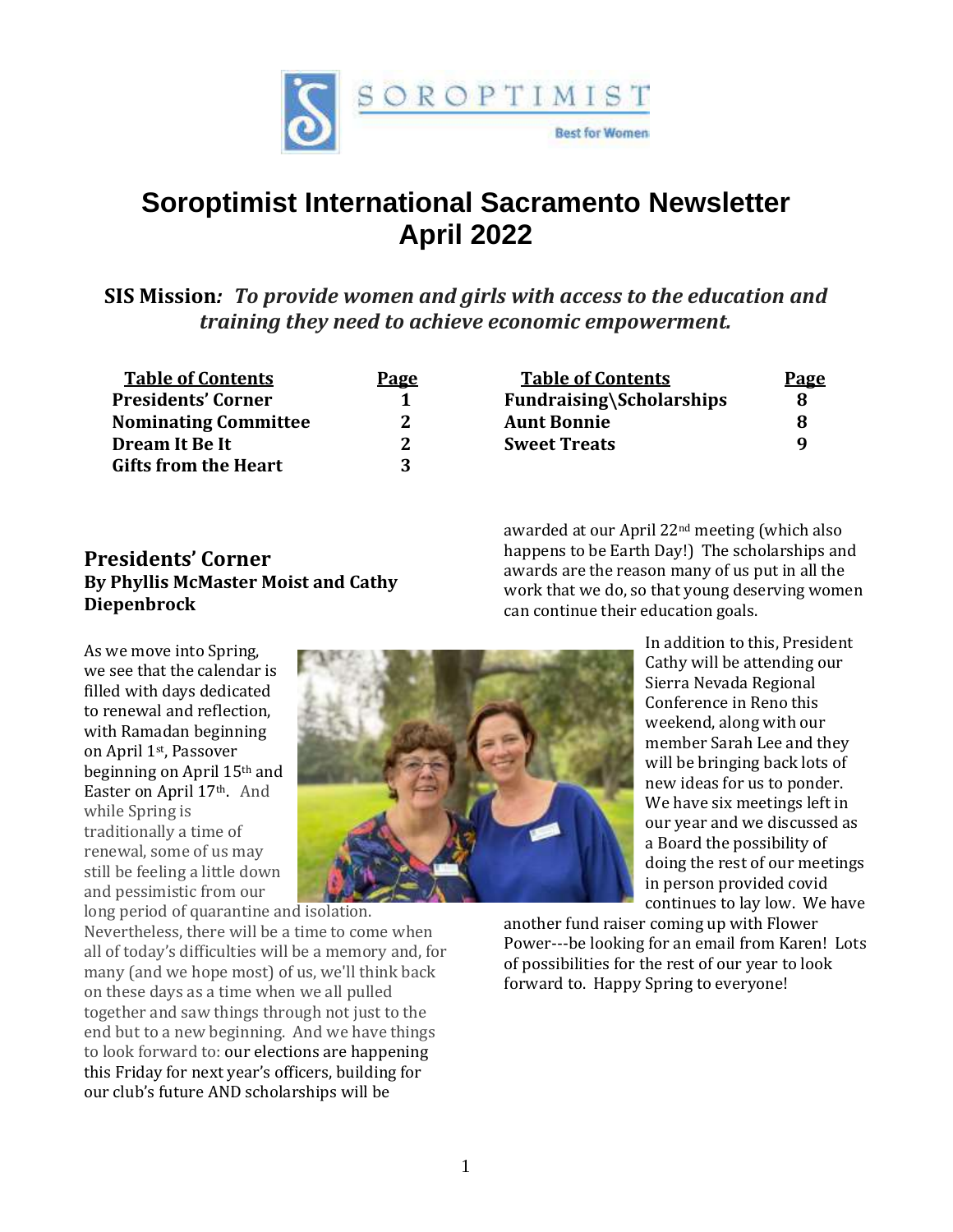# Soroptimist International Sacramento Newsletter April 2022

**SIS Mission***: To provide women and girls with access to the education and training they need to achieve economic empowerment.*

| Table of Contents | Page | Table of Contents | Page |
|---|---|---|---|
| Presidents' Corner | 1 | Fundraising\Scholarships | 8 |
| Nominating Committee | 2 | Aunt Bonnie | 8 |
| Dream It Be It | 2 | Sweet Treats | 9 |
| Gifts from the Heart | 3 | | |

## Presidents' Corner

**By Phyllis McMaster Moist and Cathy Diepenbrock**

As we move into Spring, we see that the calendar is filled with days dedicated to renewal and reflection, with Ramadan beginning on April 1st, Passover beginning on April 15th and Easter on April 17th. And while Spring is traditionally a time of renewal, some of us may still be feeling a little down and pessimistic from our long period of quarantine and isolation. Nevertheless, there will be a time to come when all of today's difficulties will be a memory and, for many (and we hope most) of us, we'll think back on these days as a time when we all pulled together and saw things through not just to the end but to a new beginning. And we have things to look forward to: our elections are happening this Friday for next year's officers, building for our club's future AND scholarships will be awarded at our April 22nd meeting (which also happens to be Earth Day!) The scholarships and awards are the reason many of us put in all the work that we do, so that young deserving women can continue their education goals.

In addition to this, President Cathy will be attending our Sierra Nevada Regional Conference in Reno this weekend, along with our member Sarah Lee and they will be bringing back lots of new ideas for us to ponder. We have six meetings left in our year and we discussed as a Board the possibility of doing the rest of our meetings in person provided covid continues to lay low. We have another fund raiser coming up with Flower Power---be looking for an email from Karen! Lots of possibilities for the rest of our year to look forward to. Happy Spring to everyone!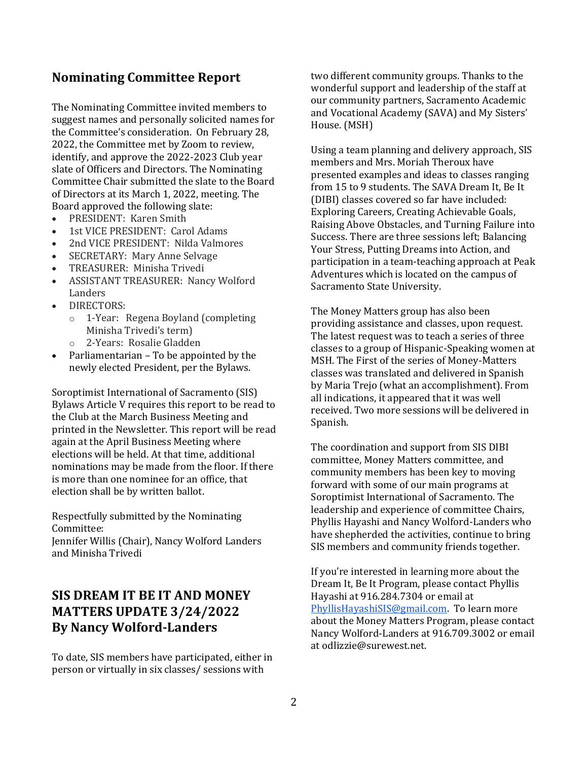## Nominating Committee Report

The Nominating Committee invited members to suggest names and personally solicited names for the Committee's consideration. On February 28, 2022, the Committee met by Zoom to review, identify, and approve the 2022-2023 Club year slate of Officers and Directors. The Nominating Committee Chair submitted the slate to the Board of Directors at its March 1, 2022, meeting. The Board approved the following slate:

- PRESIDENT: Karen Smith
- 1st VICE PRESIDENT: Carol Adams
- 2nd VICE PRESIDENT: Nilda Valmores
- SECRETARY: Mary Anne Selvage
- TREASURER: Minisha Trivedi
- ASSISTANT TREASURER: Nancy Wolford Landers
- DIRECTORS:
  - 1-Year: Regena Boyland (completing Minisha Trivedi's term)
  - 2-Years: Rosalie Gladden
- Parliamentarian – To be appointed by the newly elected President, per the Bylaws.

Soroptimist International of Sacramento (SIS) Bylaws Article V requires this report to be read to the Club at the March Business Meeting and printed in the Newsletter. This report will be read again at the April Business Meeting where elections will be held. At that time, additional nominations may be made from the floor. If there is more than one nominee for an office, that election shall be by written ballot.

Respectfully submitted by the Nominating Committee:
Jennifer Willis (Chair), Nancy Wolford Landers and Minisha Trivedi

## SIS DREAM IT BE IT AND MONEY MATTERS UPDATE 3/24/2022 By Nancy Wolford-Landers

To date, SIS members have participated, either in person or virtually in six classes/ sessions with two different community groups. Thanks to the wonderful support and leadership of the staff at our community partners, Sacramento Academic and Vocational Academy (SAVA) and My Sisters' House. (MSH)

Using a team planning and delivery approach, SIS members and Mrs. Moriah Theroux have presented examples and ideas to classes ranging from 15 to 9 students. The SAVA Dream It, Be It (DIBI) classes covered so far have included: Exploring Careers, Creating Achievable Goals, Raising Above Obstacles, and Turning Failure into Success. There are three sessions left; Balancing Your Stress, Putting Dreams into Action, and participation in a team-teaching approach at Peak Adventures which is located on the campus of Sacramento State University.

The Money Matters group has also been providing assistance and classes, upon request. The latest request was to teach a series of three classes to a group of Hispanic-Speaking women at MSH. The First of the series of Money-Matters classes was translated and delivered in Spanish by Maria Trejo (what an accomplishment). From all indications, it appeared that it was well received. Two more sessions will be delivered in Spanish.

The coordination and support from SIS DIBI committee, Money Matters committee, and community members has been key to moving forward with some of our main programs at Soroptimist International of Sacramento. The leadership and experience of committee Chairs, Phyllis Hayashi and Nancy Wolford-Landers who have shepherded the activities, continue to bring SIS members and community friends together.

If you're interested in learning more about the Dream It, Be It Program, please contact Phyllis Hayashi at 916.284.7304 or email at PhyllisHayashiSIS@gmail.com. To learn more about the Money Matters Program, please contact Nancy Wolford-Landers at 916.709.3002 or email at odlizzie@surewest.net.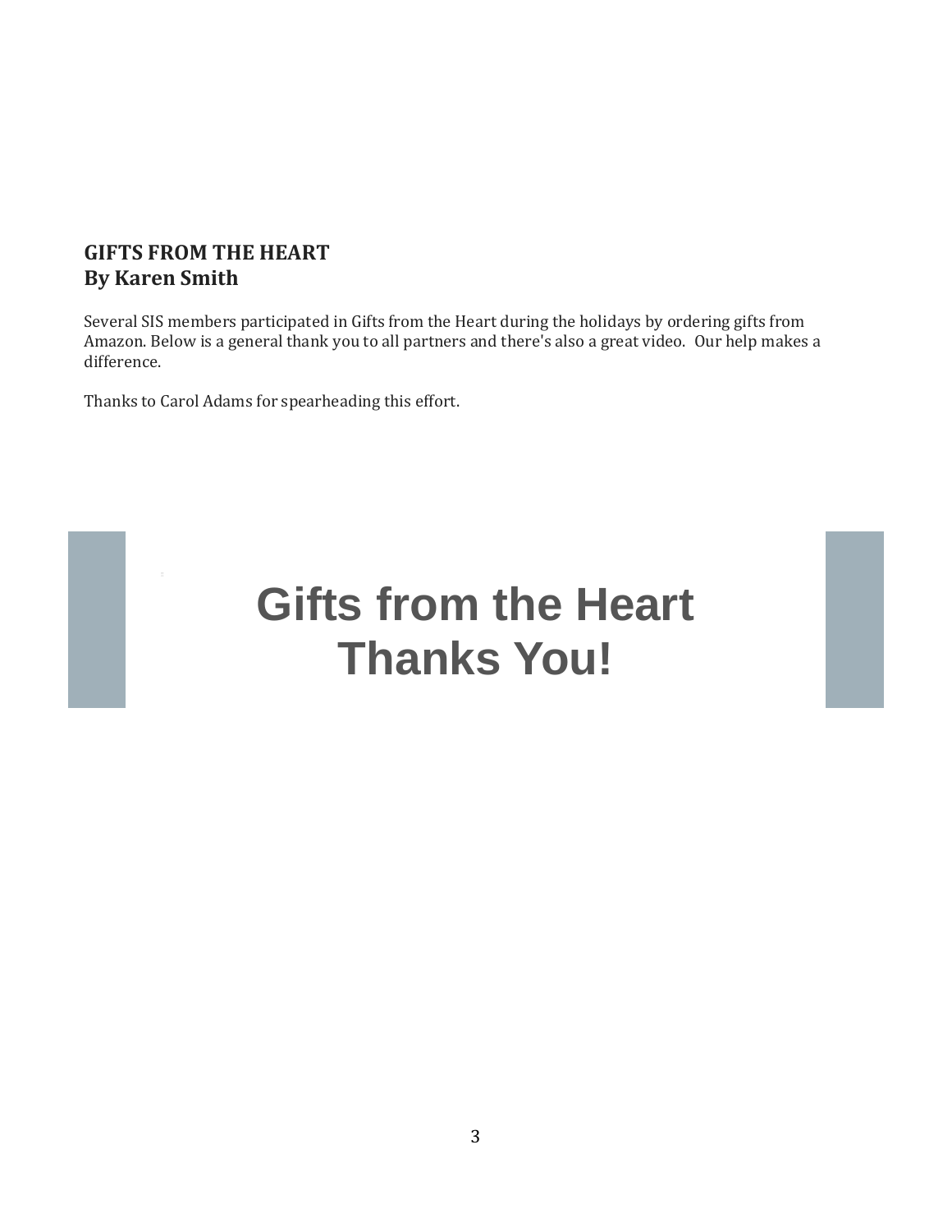## GIFTS FROM THE HEART
**By Karen Smith**

Several SIS members participated in Gifts from the Heart during the holidays by ordering gifts from Amazon. Below is a general thank you to all partners and there's also a great video. Our help makes a difference.

Thanks to Carol Adams for spearheading this effort.

**Gifts from the Heart**
**Thanks You!**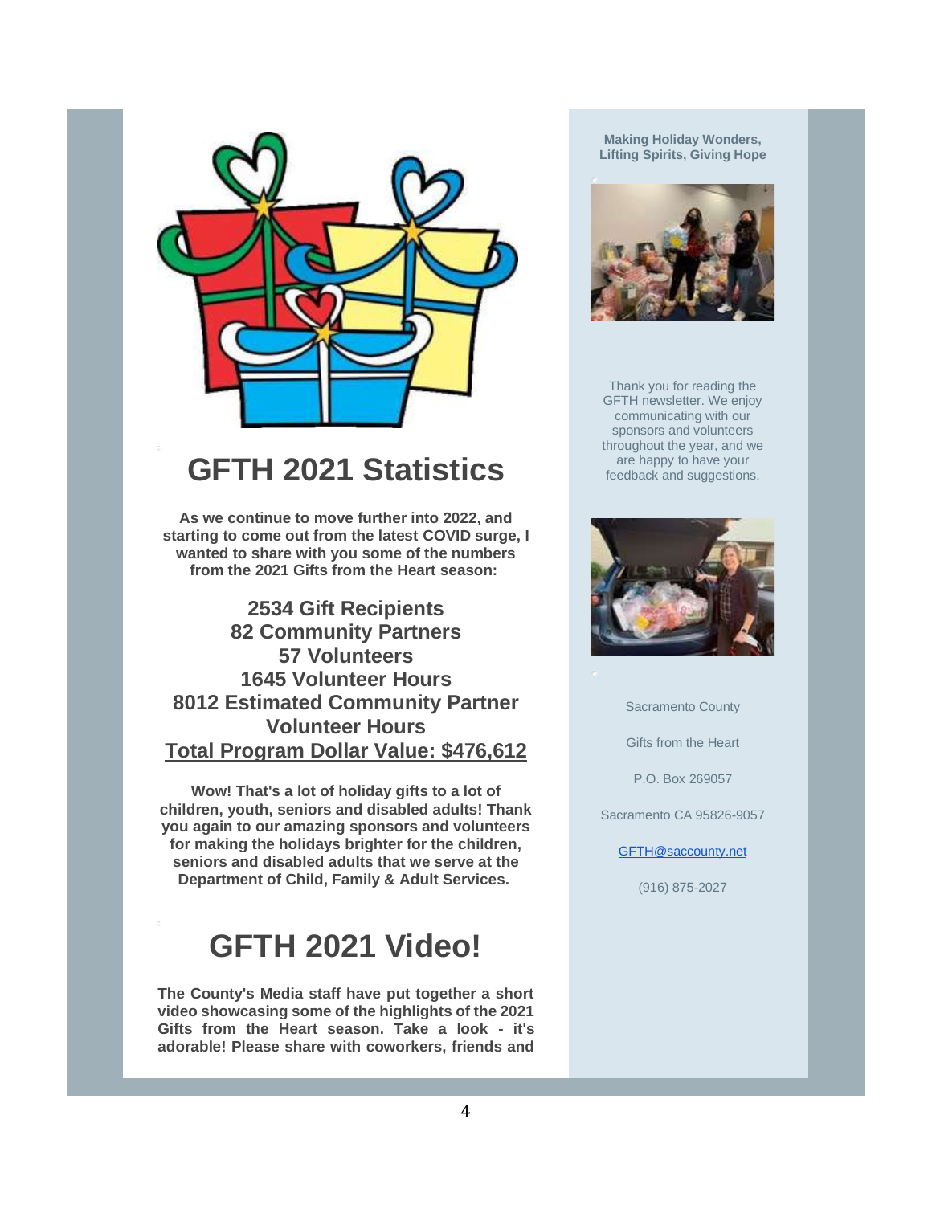## GFTH 2021 Statistics

**As we continue to move further into 2022, and starting to come out from the latest COVID surge, I wanted to share with you some of the numbers from the 2021 Gifts from the Heart season:**

**2534 Gift Recipients**
**82 Community Partners**
**57 Volunteers**
**1645 Volunteer Hours**
**8012 Estimated Community Partner Volunteer Hours**
**Total Program Dollar Value: $476,612**

**Wow! That's a lot of holiday gifts to a lot of children, youth, seniors and disabled adults! Thank you again to our amazing sponsors and volunteers for making the holidays brighter for the children, seniors and disabled adults that we serve at the Department of Child, Family & Adult Services.**

## GFTH 2021 Video!

**The County's Media staff have put together a short video showcasing some of the highlights of the 2021 Gifts from the Heart season. Take a look - it's adorable! Please share with coworkers, friends and**

**Making Holiday Wonders, Lifting Spirits, Giving Hope**

Thank you for reading the GFTH newsletter. We enjoy communicating with our sponsors and volunteers throughout the year, and we are happy to have your feedback and suggestions.

Sacramento County

Gifts from the Heart

P.O. Box 269057

Sacramento CA 95826-9057

GFTH@saccounty.net

(916) 875-2027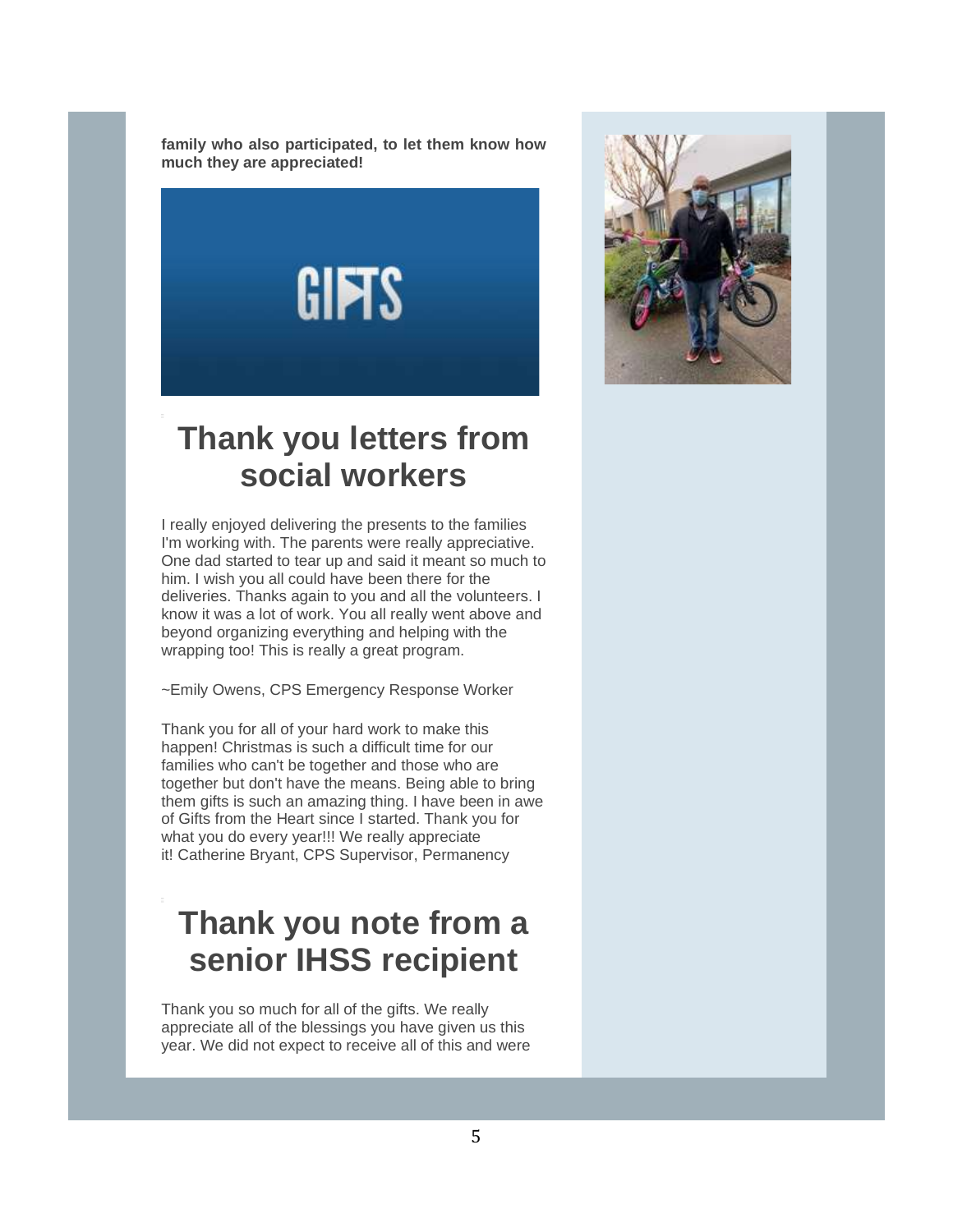**family who also participated, to let them know how much they are appreciated!**

## Thank you letters from social workers

I really enjoyed delivering the presents to the families I'm working with. The parents were really appreciative. One dad started to tear up and said it meant so much to him. I wish you all could have been there for the deliveries. Thanks again to you and all the volunteers. I know it was a lot of work. You all really went above and beyond organizing everything and helping with the wrapping too! This is really a great program.

~Emily Owens, CPS Emergency Response Worker

Thank you for all of your hard work to make this happen! Christmas is such a difficult time for our families who can't be together and those who are together but don't have the means. Being able to bring them gifts is such an amazing thing. I have been in awe of Gifts from the Heart since I started. Thank you for what you do every year!!! We really appreciate it! Catherine Bryant, CPS Supervisor, Permanency

## Thank you note from a senior IHSS recipient

Thank you so much for all of the gifts. We really appreciate all of the blessings you have given us this year. We did not expect to receive all of this and were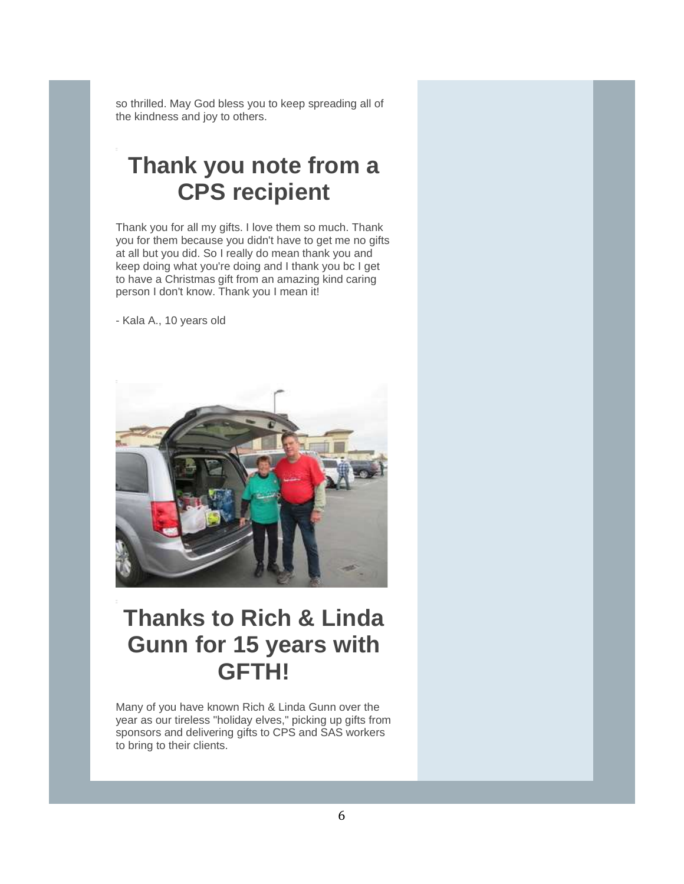so thrilled. May God bless you to keep spreading all of the kindness and joy to others.

## Thank you note from a CPS recipient

Thank you for all my gifts. I love them so much. Thank you for them because you didn't have to get me no gifts at all but you did. So I really do mean thank you and keep doing what you're doing and I thank you bc I get to have a Christmas gift from an amazing kind caring person I don't know. Thank you I mean it!

- Kala A., 10 years old

## Thanks to Rich & Linda Gunn for 15 years with GFTH!

Many of you have known Rich & Linda Gunn over the year as our tireless "holiday elves," picking up gifts from sponsors and delivering gifts to CPS and SAS workers to bring to their clients.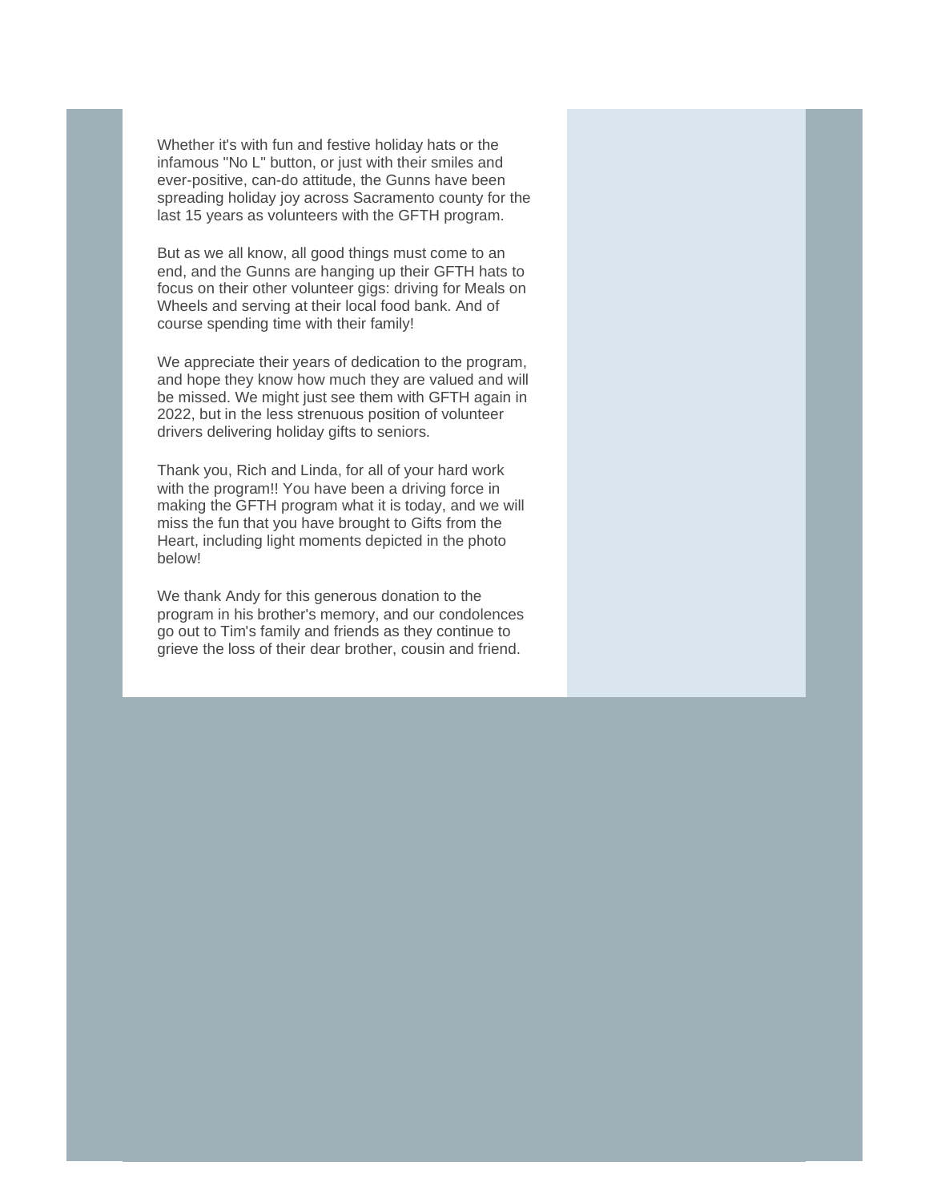Whether it's with fun and festive holiday hats or the infamous "No L" button, or just with their smiles and ever-positive, can-do attitude, the Gunns have been spreading holiday joy across Sacramento county for the last 15 years as volunteers with the GFTH program.

But as we all know, all good things must come to an end, and the Gunns are hanging up their GFTH hats to focus on their other volunteer gigs: driving for Meals on Wheels and serving at their local food bank. And of course spending time with their family!

We appreciate their years of dedication to the program, and hope they know how much they are valued and will be missed. We might just see them with GFTH again in 2022, but in the less strenuous position of volunteer drivers delivering holiday gifts to seniors.

Thank you, Rich and Linda, for all of your hard work with the program!! You have been a driving force in making the GFTH program what it is today, and we will miss the fun that you have brought to Gifts from the Heart, including light moments depicted in the photo below!

We thank Andy for this generous donation to the program in his brother's memory, and our condolences go out to Tim's family and friends as they continue to grieve the loss of their dear brother, cousin and friend.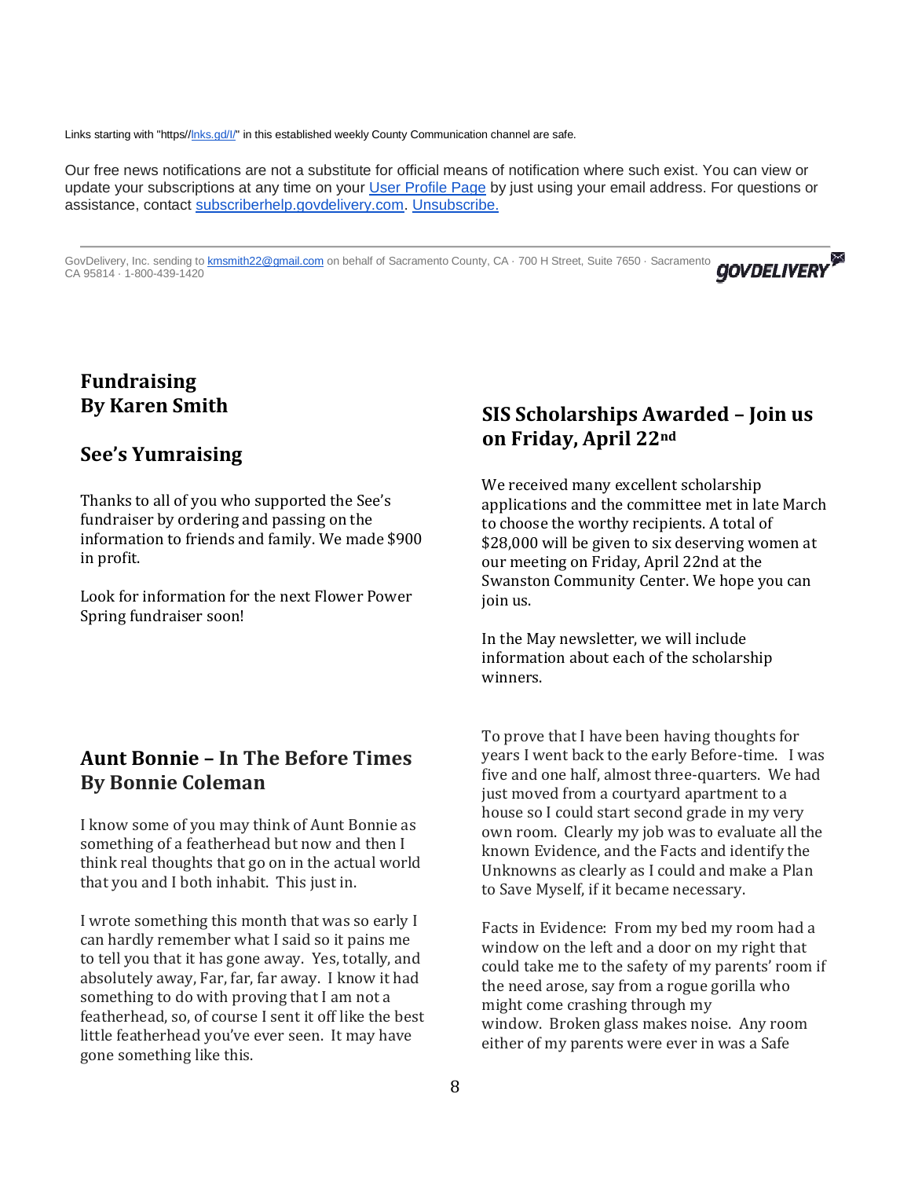Links starting with "https//lnks.gd/l/" in this established weekly County Communication channel are safe.

Our free news notifications are not a substitute for official means of notification where such exist. You can view or update your subscriptions at any time on your User Profile Page by just using your email address. For questions or assistance, contact subscriberhelp.govdelivery.com. Unsubscribe.

---

GovDelivery, Inc. sending to kmsmith22@gmail.com on behalf of Sacramento County, CA · 700 H Street, Suite 7650 · Sacramento CA 95814 · 1-800-439-1420

GOVDELIVERY

## Fundraising
## By Karen Smith

## See's Yumraising

Thanks to all of you who supported the See's fundraiser by ordering and passing on the information to friends and family. We made $900 in profit.

Look for information for the next Flower Power Spring fundraiser soon!

## SIS Scholarships Awarded – Join us on Friday, April 22nd

We received many excellent scholarship applications and the committee met in late March to choose the worthy recipients. A total of $28,000 will be given to six deserving women at our meeting on Friday, April 22nd at the Swanston Community Center. We hope you can join us.

In the May newsletter, we will include information about each of the scholarship winners.

## Aunt Bonnie – In The Before Times
## By Bonnie Coleman

I know some of you may think of Aunt Bonnie as something of a featherhead but now and then I think real thoughts that go on in the actual world that you and I both inhabit. This just in.

I wrote something this month that was so early I can hardly remember what I said so it pains me to tell you that it has gone away. Yes, totally, and absolutely away, Far, far, far away. I know it had something to do with proving that I am not a featherhead, so, of course I sent it off like the best little featherhead you've ever seen. It may have gone something like this.

To prove that I have been having thoughts for years I went back to the early Before-time. I was five and one half, almost three-quarters. We had just moved from a courtyard apartment to a house so I could start second grade in my very own room. Clearly my job was to evaluate all the known Evidence, and the Facts and identify the Unknowns as clearly as I could and make a Plan to Save Myself, if it became necessary.

Facts in Evidence: From my bed my room had a window on the left and a door on my right that could take me to the safety of my parents' room if the need arose, say from a rogue gorilla who might come crashing through my window. Broken glass makes noise. Any room either of my parents were ever in was a Safe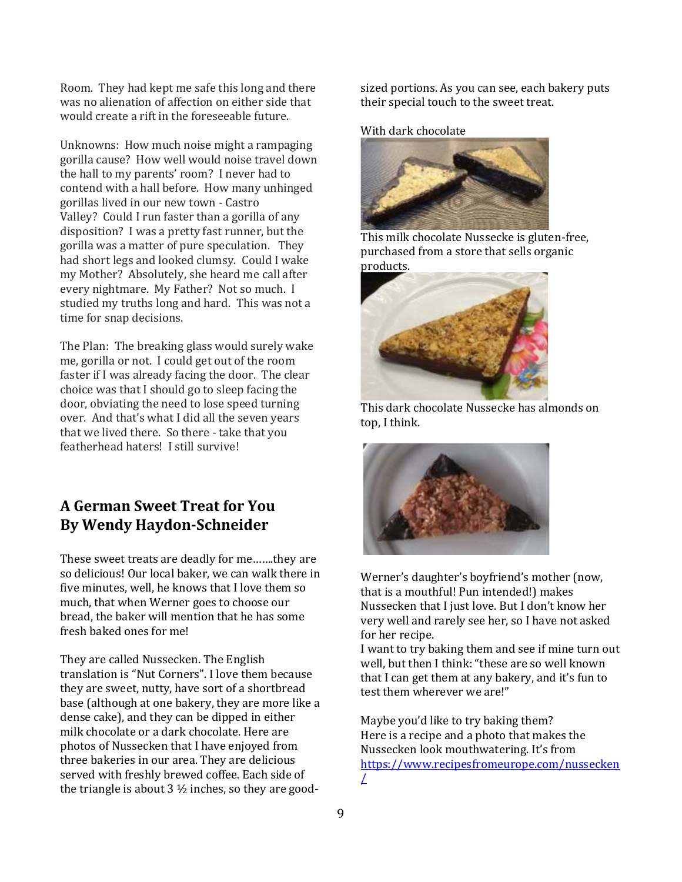Room. They had kept me safe this long and there was no alienation of affection on either side that would create a rift in the foreseeable future.

Unknowns: How much noise might a rampaging gorilla cause? How well would noise travel down the hall to my parents' room? I never had to contend with a hall before. How many unhinged gorillas lived in our new town - Castro Valley? Could I run faster than a gorilla of any disposition? I was a pretty fast runner, but the gorilla was a matter of pure speculation. They had short legs and looked clumsy. Could I wake my Mother? Absolutely, she heard me call after every nightmare. My Father? Not so much. I studied my truths long and hard. This was not a time for snap decisions.

The Plan: The breaking glass would surely wake me, gorilla or not. I could get out of the room faster if I was already facing the door. The clear choice was that I should go to sleep facing the door, obviating the need to lose speed turning over. And that's what I did all the seven years that we lived there. So there - take that you featherhead haters! I still survive!

## A German Sweet Treat for You
## By Wendy Haydon-Schneider

These sweet treats are deadly for me…….they are so delicious! Our local baker, we can walk there in five minutes, well, he knows that I love them so much, that when Werner goes to choose our bread, the baker will mention that he has some fresh baked ones for me!

They are called Nussecken. The English translation is "Nut Corners". I love them because they are sweet, nutty, have sort of a shortbread base (although at one bakery, they are more like a dense cake), and they can be dipped in either milk chocolate or a dark chocolate. Here are photos of Nussecken that I have enjoyed from three bakeries in our area. They are delicious served with freshly brewed coffee. Each side of the triangle is about 3 ½ inches, so they are good-sized portions. As you can see, each bakery puts their special touch to the sweet treat.

With dark chocolate

This milk chocolate Nussecke is gluten-free, purchased from a store that sells organic products.

This dark chocolate Nussecke has almonds on top, I think.

Werner's daughter's boyfriend's mother (now, that is a mouthful! Pun intended!) makes Nussecken that I just love. But I don't know her very well and rarely see her, so I have not asked for her recipe.
I want to try baking them and see if mine turn out well, but then I think: "these are so well known that I can get them at any bakery, and it's fun to test them wherever we are!"

Maybe you'd like to try baking them?
Here is a recipe and a photo that makes the Nussecken look mouthwatering. It's from https://www.recipesfromeurope.com/nussecken/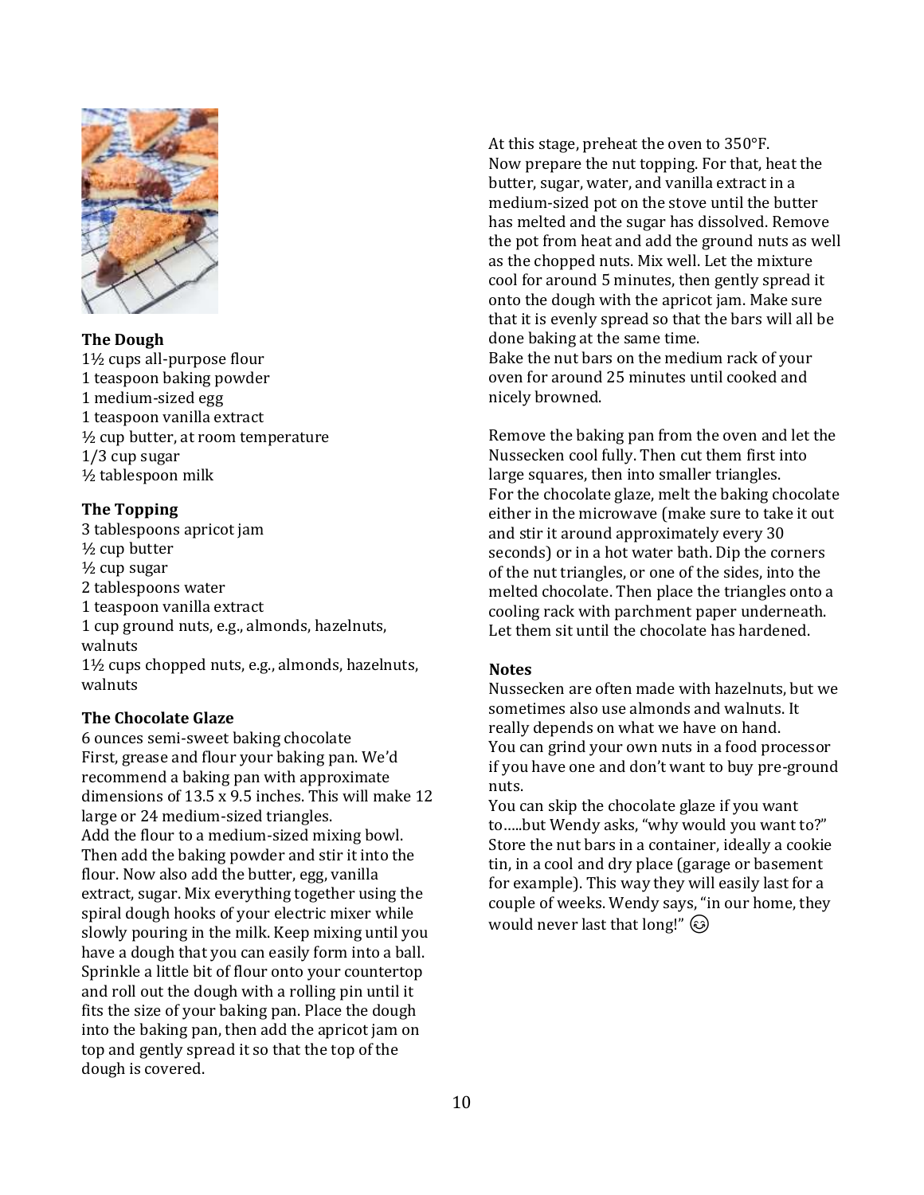**The Dough**

1½ cups all-purpose flour
1 teaspoon baking powder
1 medium-sized egg
1 teaspoon vanilla extract
½ cup butter, at room temperature
1/3 cup sugar
½ tablespoon milk

**The Topping**

3 tablespoons apricot jam
½ cup butter
½ cup sugar
2 tablespoons water
1 teaspoon vanilla extract
1 cup ground nuts, e.g., almonds, hazelnuts, walnuts
1½ cups chopped nuts, e.g., almonds, hazelnuts, walnuts

**The Chocolate Glaze**

6 ounces semi-sweet baking chocolate

First, grease and flour your baking pan. We'd recommend a baking pan with approximate dimensions of 13.5 x 9.5 inches. This will make 12 large or 24 medium-sized triangles.

Add the flour to a medium-sized mixing bowl. Then add the baking powder and stir it into the flour. Now also add the butter, egg, vanilla extract, sugar. Mix everything together using the spiral dough hooks of your electric mixer while slowly pouring in the milk. Keep mixing until you have a dough that you can easily form into a ball. Sprinkle a little bit of flour onto your countertop and roll out the dough with a rolling pin until it fits the size of your baking pan. Place the dough into the baking pan, then add the apricot jam on top and gently spread it so that the top of the dough is covered.

At this stage, preheat the oven to 350°F.

Now prepare the nut topping. For that, heat the butter, sugar, water, and vanilla extract in a medium-sized pot on the stove until the butter has melted and the sugar has dissolved. Remove the pot from heat and add the ground nuts as well as the chopped nuts. Mix well. Let the mixture cool for around 5 minutes, then gently spread it onto the dough with the apricot jam. Make sure that it is evenly spread so that the bars will all be done baking at the same time.

Bake the nut bars on the medium rack of your oven for around 25 minutes until cooked and nicely browned.

Remove the baking pan from the oven and let the Nussecken cool fully. Then cut them first into large squares, then into smaller triangles.

For the chocolate glaze, melt the baking chocolate either in the microwave (make sure to take it out and stir it around approximately every 30 seconds) or in a hot water bath. Dip the corners of the nut triangles, or one of the sides, into the melted chocolate. Then place the triangles onto a cooling rack with parchment paper underneath. Let them sit until the chocolate has hardened.

**Notes**

Nussecken are often made with hazelnuts, but we sometimes also use almonds and walnuts. It really depends on what we have on hand.

You can grind your own nuts in a food processor if you have one and don't want to buy pre-ground nuts.

You can skip the chocolate glaze if you want to…..but Wendy asks, "why would you want to?"

Store the nut bars in a container, ideally a cookie tin, in a cool and dry place (garage or basement for example). This way they will easily last for a couple of weeks. Wendy says, "in our home, they would never last that long!" 😊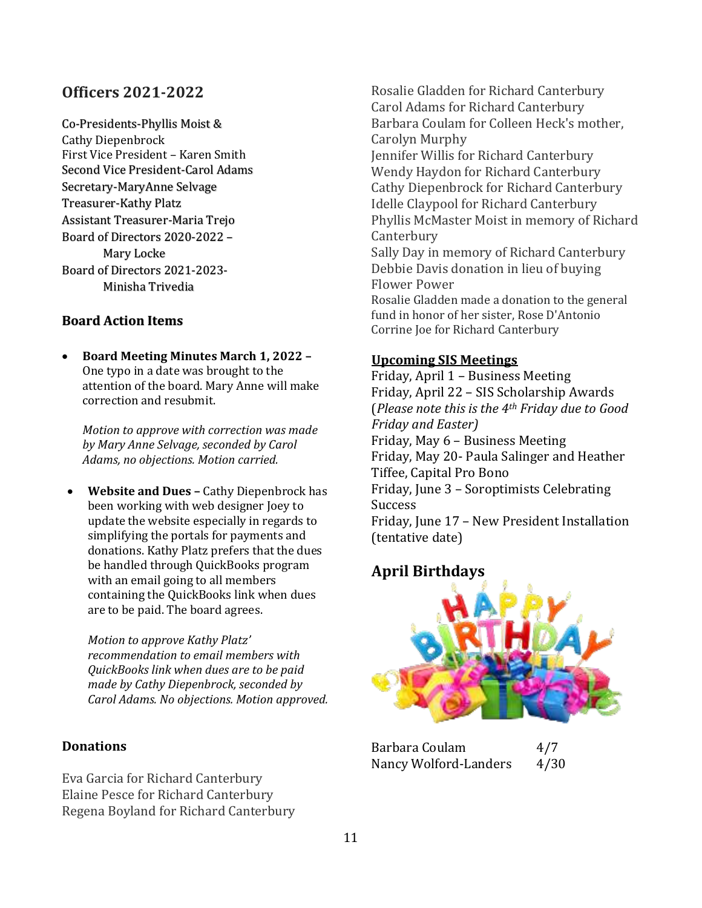## Officers 2021-2022

Co-Presidents-Phyllis Moist & Cathy Diepenbrock
First Vice President – Karen Smith
Second Vice President-Carol Adams
Secretary-MaryAnne Selvage
Treasurer-Kathy Platz
Assistant Treasurer-Maria Trejo
Board of Directors 2020-2022 – Mary Locke
Board of Directors 2021-2023- Minisha Trivedia

### Board Action Items

- **Board Meeting Minutes March 1, 2022 –** One typo in a date was brought to the attention of the board. Mary Anne will make correction and resubmit.

  *Motion to approve with correction was made by Mary Anne Selvage, seconded by Carol Adams, no objections. Motion carried.*

- **Website and Dues –** Cathy Diepenbrock has been working with web designer Joey to update the website especially in regards to simplifying the portals for payments and donations. Kathy Platz prefers that the dues be handled through QuickBooks program with an email going to all members containing the QuickBooks link when dues are to be paid. The board agrees.

  *Motion to approve Kathy Platz' recommendation to email members with QuickBooks link when dues are to be paid made by Cathy Diepenbrock, seconded by Carol Adams. No objections. Motion approved.*

### Donations

Eva Garcia for Richard Canterbury
Elaine Pesce for Richard Canterbury
Regena Boyland for Richard Canterbury
Rosalie Gladden for Richard Canterbury
Carol Adams for Richard Canterbury
Barbara Coulam for Colleen Heck's mother, Carolyn Murphy
Jennifer Willis for Richard Canterbury
Wendy Haydon for Richard Canterbury
Cathy Diepenbrock for Richard Canterbury
Idelle Claypool for Richard Canterbury
Phyllis McMaster Moist in memory of Richard Canterbury
Sally Day in memory of Richard Canterbury
Debbie Davis donation in lieu of buying Flower Power
Rosalie Gladden made a donation to the general fund in honor of her sister, Rose D'Antonio
Corrine Joe for Richard Canterbury

### Upcoming SIS Meetings

Friday, April 1 – Business Meeting
Friday, April 22 – SIS Scholarship Awards (*Please note this is the 4th Friday due to Good Friday and Easter)*
Friday, May 6 – Business Meeting
Friday, May 20- Paula Salinger and Heather Tiffee, Capital Pro Bono
Friday, June 3 – Soroptimists Celebrating Success
Friday, June 17 – New President Installation (tentative date)

## April Birthdays

| | |
|---|---|
| Barbara Coulam | 4/7 |
| Nancy Wolford-Landers | 4/30 |